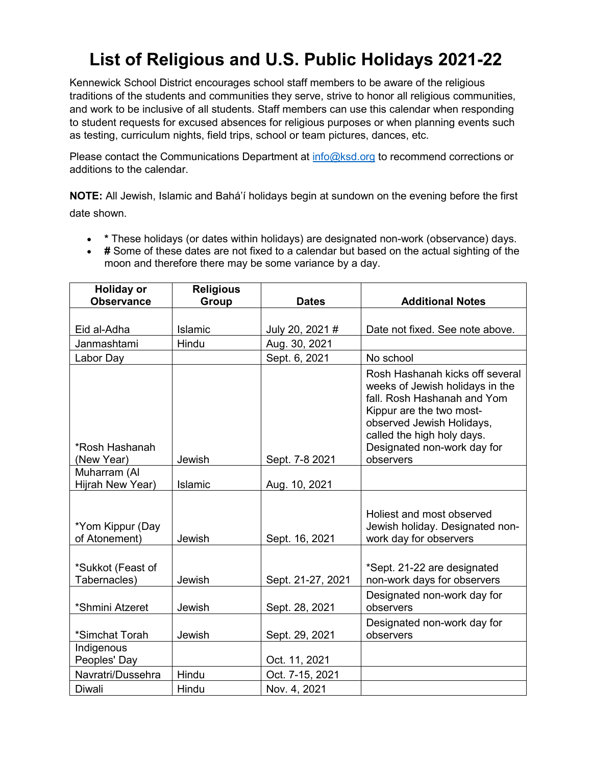# List of Religious and U.S. Public Holidays 2021-22

Kennewick School District encourages school staff members to be aware of the religious traditions of the students and communities they serve, strive to honor all religious communities, and work to be inclusive of all students. Staff members can use this calendar when responding to student requests for excused absences for religious purposes or when planning events such as testing, curriculum nights, field trips, school or team pictures, dances, etc.

Please contact the Communications Department at info@ksd.org to recommend corrections or additions to the calendar.

**NOTE:** All Jewish, Islamic and Bahá'í holidays begin at sundown on the evening before the first date shown.

- **\*** These holidays (or dates within holidays) are designated non-work (observance) days.
- **#** Some of these dates are not fixed to a calendar but based on the actual sighting of the moon and therefore there may be some variance by a day.

| Holiday or Observance | Religious Group | Dates | Additional Notes |
|---|---|---|---|
| Eid al-Adha | Islamic | July 20, 2021 # | Date not fixed. See note above. |
| Janmashtami | Hindu | Aug. 30, 2021 | |
| Labor Day | | Sept. 6, 2021 | No school |
| *Rosh Hashanah (New Year) | Jewish | Sept. 7-8 2021 | Rosh Hashanah kicks off several weeks of Jewish holidays in the fall. Rosh Hashanah and Yom Kippur are the two most-observed Jewish Holidays, called the high holy days. Designated non-work day for observers |
| Muharram (Al Hijrah New Year) | Islamic | Aug. 10, 2021 | |
| *Yom Kippur (Day of Atonement) | Jewish | Sept. 16, 2021 | Holiest and most observed Jewish holiday. Designated non-work day for observers |
| *Sukkot (Feast of Tabernacles) | Jewish | Sept. 21-27, 2021 | *Sept. 21-22 are designated non-work days for observers |
| *Shmini Atzeret | Jewish | Sept. 28, 2021 | Designated non-work day for observers |
| *Simchat Torah | Jewish | Sept. 29, 2021 | Designated non-work day for observers |
| Indigenous Peoples' Day | | Oct. 11, 2021 | |
| Navratri/Dussehra | Hindu | Oct. 7-15, 2021 | |
| Diwali | Hindu | Nov. 4, 2021 | |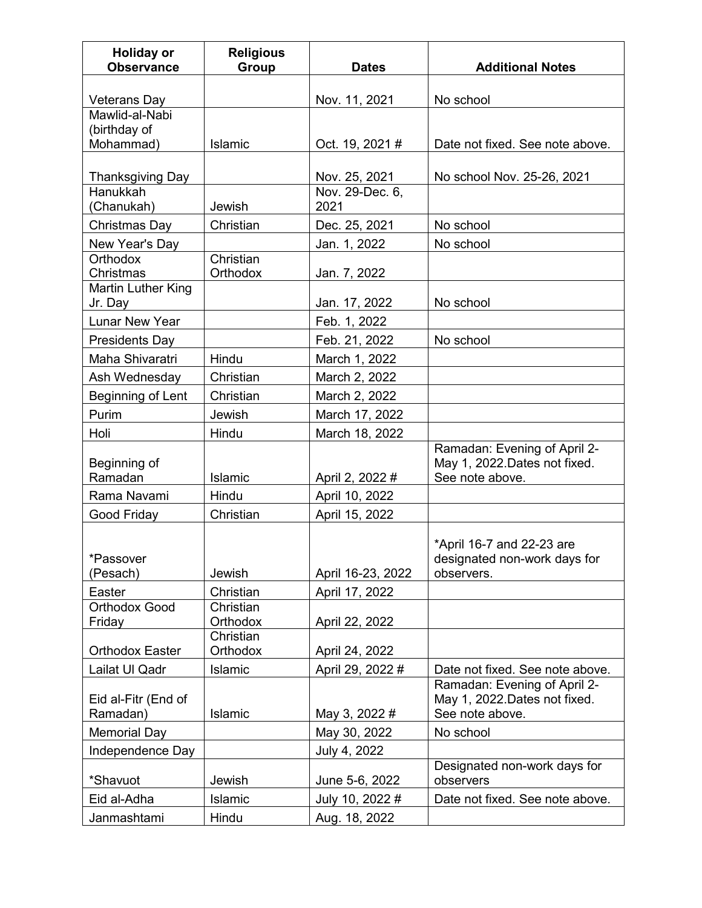| Holiday or Observance | Religious Group | Dates | Additional Notes |
|---|---|---|---|
| Veterans Day | | Nov. 11, 2021 | No school |
| Mawlid-al-Nabi (birthday of Mohammad) | Islamic | Oct. 19, 2021 # | Date not fixed. See note above. |
| Thanksgiving Day | | Nov. 25, 2021 | No school Nov. 25-26, 2021 |
| Hanukkah (Chanukah) | Jewish | Nov. 29-Dec. 6, 2021 | |
| Christmas Day | Christian | Dec. 25, 2021 | No school |
| New Year's Day | | Jan. 1, 2022 | No school |
| Orthodox Christmas | Christian Orthodox | Jan. 7, 2022 | |
| Martin Luther King Jr. Day | | Jan. 17, 2022 | No school |
| Lunar New Year | | Feb. 1, 2022 | |
| Presidents Day | | Feb. 21, 2022 | No school |
| Maha Shivaratri | Hindu | March 1, 2022 | |
| Ash Wednesday | Christian | March 2, 2022 | |
| Beginning of Lent | Christian | March 2, 2022 | |
| Purim | Jewish | March 17, 2022 | |
| Holi | Hindu | March 18, 2022 | |
| Beginning of Ramadan | Islamic | April 2, 2022 # | Ramadan: Evening of April 2-May 1, 2022.Dates not fixed. See note above. |
| Rama Navami | Hindu | April 10, 2022 | |
| Good Friday | Christian | April 15, 2022 | |
| *Passover (Pesach) | Jewish | April 16-23, 2022 | *April 16-7 and 22-23 are designated non-work days for observers. |
| Easter | Christian | April 17, 2022 | |
| Orthodox Good Friday | Christian Orthodox | April 22, 2022 | |
| Orthodox Easter | Christian Orthodox | April 24, 2022 | |
| Lailat Ul Qadr | Islamic | April 29, 2022 # | Date not fixed. See note above. |
| Eid al-Fitr (End of Ramadan) | Islamic | May 3, 2022 # | Ramadan: Evening of April 2-May 1, 2022.Dates not fixed. See note above. |
| Memorial Day | | May 30, 2022 | No school |
| Independence Day | | July 4, 2022 | |
| *Shavuot | Jewish | June 5-6, 2022 | Designated non-work days for observers |
| Eid al-Adha | Islamic | July 10, 2022 # | Date not fixed. See note above. |
| Janmashtami | Hindu | Aug. 18, 2022 | |